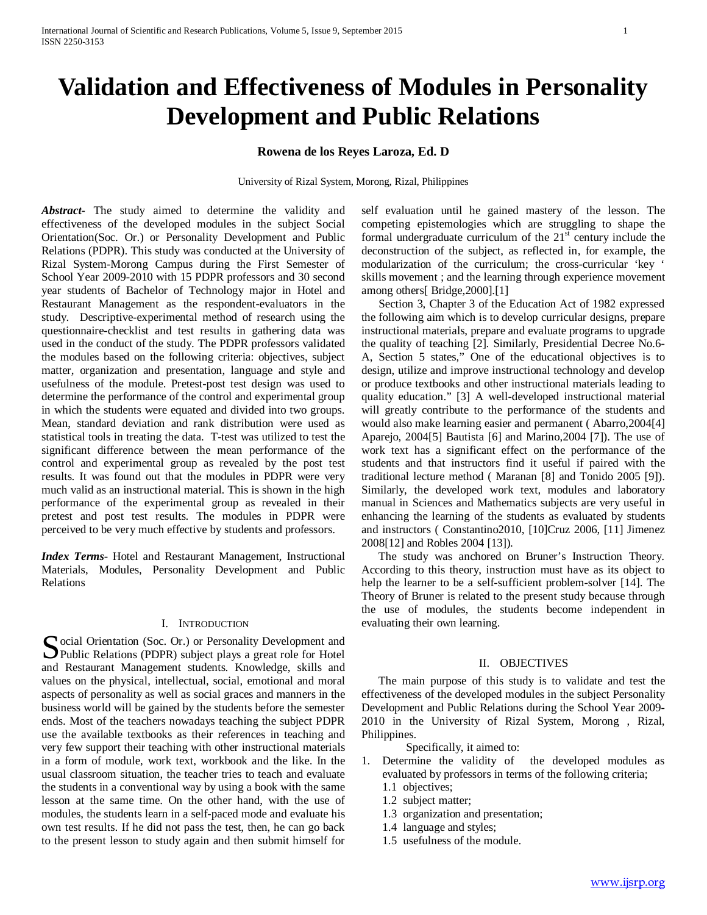#  Validation and Effectiveness of Modules in Personality Development and Public Relations

**Rowena de los Reyes Laroza, Ed. D**

University of Rizal System, Morong, Rizal, Philippines

***Abstract-*** The study aimed to determine the validity and effectiveness of the developed modules in the subject Social Orientation(Soc. Or.) or Personality Development and Public Relations (PDPR). This study was conducted at the University of Rizal System-Morong Campus during the First Semester of School Year 2009-2010 with 15 PDPR professors and 30 second year students of Bachelor of Technology major in Hotel and Restaurant Management as the respondent-evaluators in the study. Descriptive-experimental method of research using the questionnaire-checklist and test results in gathering data was used in the conduct of the study. The PDPR professors validated the modules based on the following criteria: objectives, subject matter, organization and presentation, language and style and usefulness of the module. Pretest-post test design was used to determine the performance of the control and experimental group in which the students were equated and divided into two groups. Mean, standard deviation and rank distribution were used as statistical tools in treating the data. T-test was utilized to test the significant difference between the mean performance of the control and experimental group as revealed by the post test results. It was found out that the modules in PDPR were very much valid as an instructional material. This is shown in the high performance of the experimental group as revealed in their pretest and post test results. The modules in PDPR were perceived to be very much effective by students and professors.

***Index Terms*-** Hotel and Restaurant Management, Instructional Materials, Modules, Personality Development and Public Relations

## I. INTRODUCTION

Social Orientation (Soc. Or.) or Personality Development and Public Relations (PDPR) subject plays a great role for Hotel and Restaurant Management students. Knowledge, skills and values on the physical, intellectual, social, emotional and moral aspects of personality as well as social graces and manners in the business world will be gained by the students before the semester ends. Most of the teachers nowadays teaching the subject PDPR use the available textbooks as their references in teaching and very few support their teaching with other instructional materials in a form of module, work text, workbook and the like. In the usual classroom situation, the teacher tries to teach and evaluate the students in a conventional way by using a book with the same lesson at the same time. On the other hand, with the use of modules, the students learn in a self-paced mode and evaluate his own test results. If he did not pass the test, then, he can go back to the present lesson to study again and then submit himself for self evaluation until he gained mastery of the lesson. The competing epistemologies which are struggling to shape the formal undergraduate curriculum of the 21$^{st}$ century include the deconstruction of the subject, as reflected in, for example, the modularization of the curriculum; the cross-curricular 'key ' skills movement ; and the learning through experience movement among others[ Bridge,2000].[1]

Section 3, Chapter 3 of the Education Act of 1982 expressed the following aim which is to develop curricular designs, prepare instructional materials, prepare and evaluate programs to upgrade the quality of teaching [2]. Similarly, Presidential Decree No.6-A, Section 5 states," One of the educational objectives is to design, utilize and improve instructional technology and develop or produce textbooks and other instructional materials leading to quality education." [3] A well-developed instructional material will greatly contribute to the performance of the students and would also make learning easier and permanent ( Abarro,2004[4] Aparejo, 2004[5] Bautista [6] and Marino,2004 [7]). The use of work text has a significant effect on the performance of the students and that instructors find it useful if paired with the traditional lecture method ( Maranan [8] and Tonido 2005 [9]). Similarly, the developed work text, modules and laboratory manual in Sciences and Mathematics subjects are very useful in enhancing the learning of the students as evaluated by students and instructors ( Constantino2010, [10]Cruz 2006, [11] Jimenez 2008[12] and Robles 2004 [13]).

The study was anchored on Bruner's Instruction Theory. According to this theory, instruction must have as its object to help the learner to be a self-sufficient problem-solver [14]. The Theory of Bruner is related to the present study because through the use of modules, the students become independent in evaluating their own learning.

## II. OBJECTIVES

The main purpose of this study is to validate and test the effectiveness of the developed modules in the subject Personality Development and Public Relations during the School Year 2009-2010 in the University of Rizal System, Morong , Rizal, Philippines.

Specifically, it aimed to:

1. Determine the validity of the developed modules as evaluated by professors in terms of the following criteria;
   1.1 objectives;
   1.2 subject matter;
   1.3 organization and presentation;
   1.4 language and styles;
   1.5 usefulness of the module.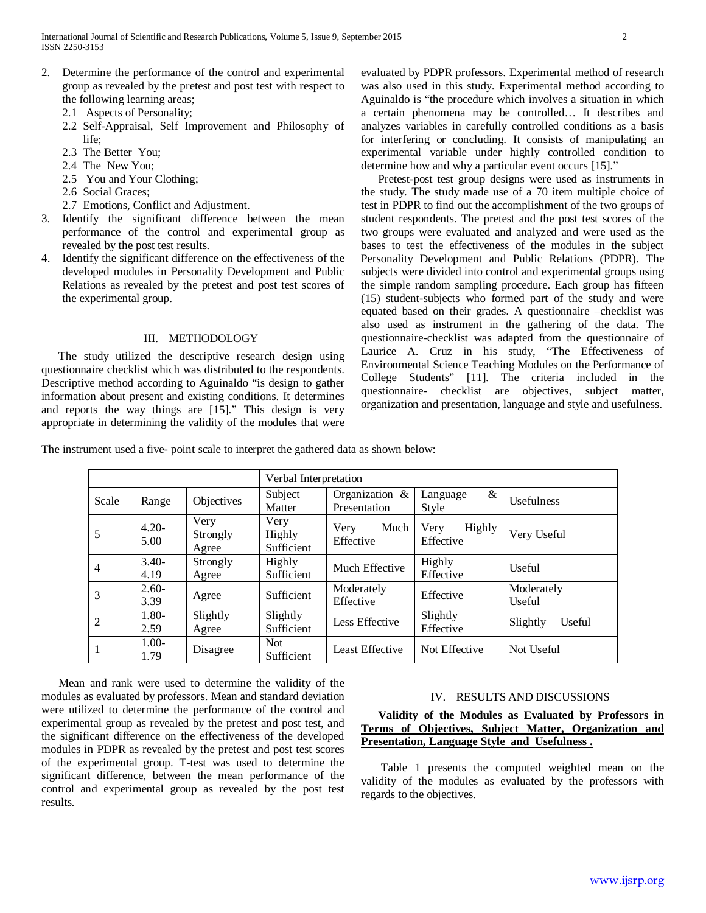2. Determine the performance of the control and experimental group as revealed by the pretest and post test with respect to the following learning areas;
   - 2.1 Aspects of Personality;
   - 2.2 Self-Appraisal, Self Improvement and Philosophy of life;
   - 2.3 The Better You;
   - 2.4 The New You;
   - 2.5 You and Your Clothing;
   - 2.6 Social Graces;
   - 2.7 Emotions, Conflict and Adjustment.
3. Identify the significant difference between the mean performance of the control and experimental group as revealed by the post test results.
4. Identify the significant difference on the effectiveness of the developed modules in Personality Development and Public Relations as revealed by the pretest and post test scores of the experimental group.

## III. METHODOLOGY

The study utilized the descriptive research design using questionnaire checklist which was distributed to the respondents. Descriptive method according to Aguinaldo "is design to gather information about present and existing conditions. It determines and reports the way things are [15]." This design is very appropriate in determining the validity of the modules that were evaluated by PDPR professors. Experimental method of research was also used in this study. Experimental method according to Aguinaldo is "the procedure which involves a situation in which a certain phenomena may be controlled… It describes and analyzes variables in carefully controlled conditions as a basis for interfering or concluding. It consists of manipulating an experimental variable under highly controlled condition to determine how and why a particular event occurs [15]."

Pretest-post test group designs were used as instruments in the study. The study made use of a 70 item multiple choice of test in PDPR to find out the accomplishment of the two groups of student respondents. The pretest and the post test scores of the two groups were evaluated and analyzed and were used as the bases to test the effectiveness of the modules in the subject Personality Development and Public Relations (PDPR). The subjects were divided into control and experimental groups using the simple random sampling procedure. Each group has fifteen (15) student-subjects who formed part of the study and were equated based on their grades. A questionnaire –checklist was also used as instrument in the gathering of the data. The questionnaire-checklist was adapted from the questionnaire of Laurice A. Cruz in his study, "The Effectiveness of Environmental Science Teaching Modules on the Performance of College Students" [11]. The criteria included in the questionnaire- checklist are objectives, subject matter, organization and presentation, language and style and usefulness.

The instrument used a five- point scale to interpret the gathered data as shown below:

| | | | Verbal Interpretation | | | |
|---|---|---|---|---|---|---|
| Scale | Range | Objectives | Subject Matter | Organization & Presentation | Language & Style | Usefulness |
| 5 | 4.20-5.00 | Very Strongly Agree | Very Highly Sufficient | Very Much Effective | Very Highly Effective | Very Useful |
| 4 | 3.40-4.19 | Strongly Agree | Highly Sufficient | Much Effective | Highly Effective | Useful |
| 3 | 2.60-3.39 | Agree | Sufficient | Moderately Effective | Effective | Moderately Useful |
| 2 | 1.80-2.59 | Slightly Agree | Slightly Sufficient | Less Effective | Slightly Effective | Slightly Useful |
| 1 | 1.00-1.79 | Disagree | Not Sufficient | Least Effective | Not Effective | Not Useful |

Mean and rank were used to determine the validity of the modules as evaluated by professors. Mean and standard deviation were utilized to determine the performance of the control and experimental group as revealed by the pretest and post test, and the significant difference on the effectiveness of the developed modules in PDPR as revealed by the pretest and post test scores of the experimental group. T-test was used to determine the significant difference, between the mean performance of the control and experimental group as revealed by the post test results.

## IV. RESULTS AND DISCUSSIONS

**Validity of the Modules as Evaluated by Professors in Terms of Objectives, Subject Matter, Organization and Presentation, Language Style and Usefulness .**

Table 1 presents the computed weighted mean on the validity of the modules as evaluated by the professors with regards to the objectives.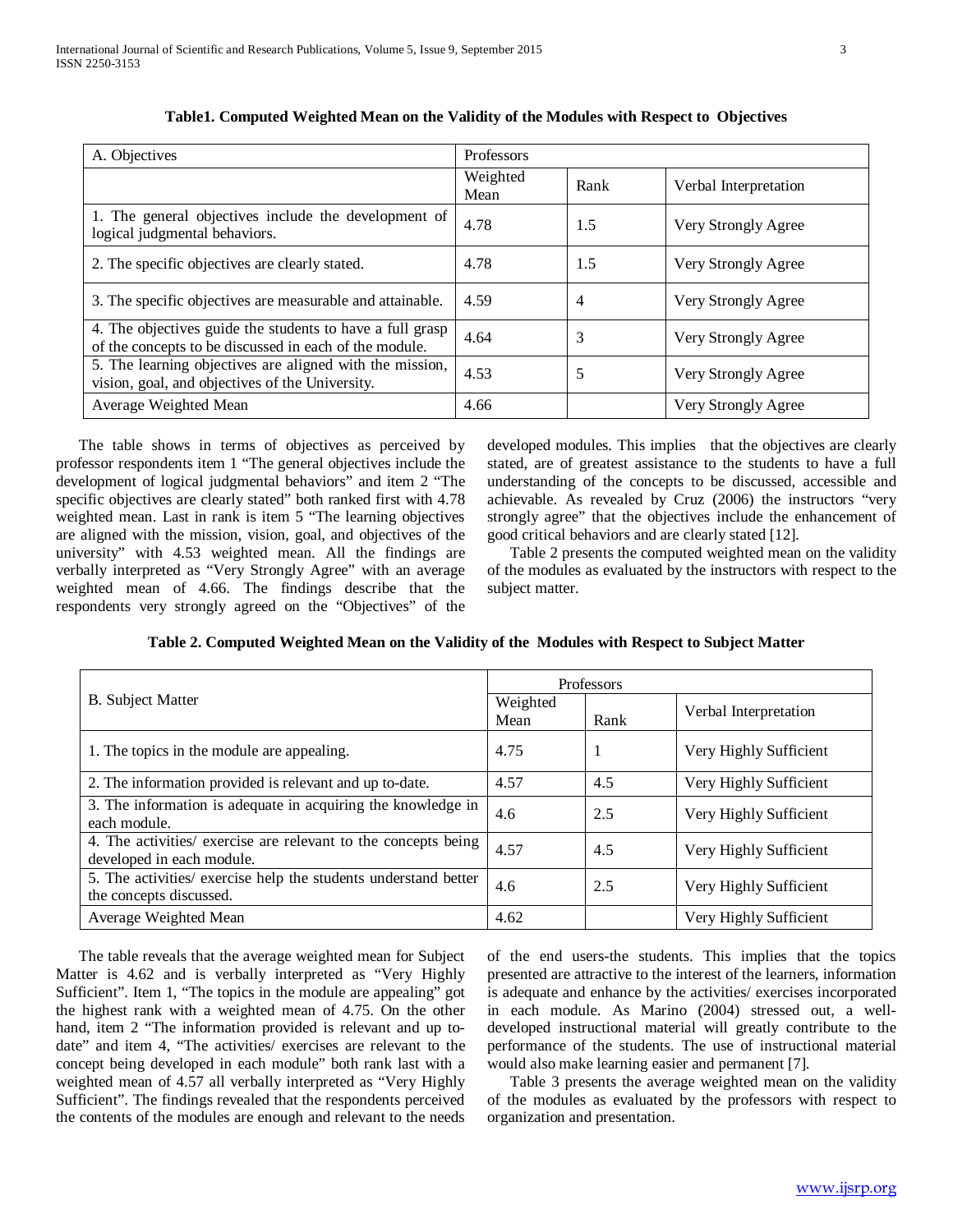**Table1. Computed Weighted Mean on the Validity of the Modules with Respect to Objectives**

| A. Objectives | Professors | | |
|---|---|---|---|
| | Weighted Mean | Rank | Verbal Interpretation |
| 1. The general objectives include the development of logical judgmental behaviors. | 4.78 | 1.5 | Very Strongly Agree |
| 2. The specific objectives are clearly stated. | 4.78 | 1.5 | Very Strongly Agree |
| 3. The specific objectives are measurable and attainable. | 4.59 | 4 | Very Strongly Agree |
| 4. The objectives guide the students to have a full grasp of the concepts to be discussed in each of the module. | 4.64 | 3 | Very Strongly Agree |
| 5. The learning objectives are aligned with the mission, vision, goal, and objectives of the University. | 4.53 | 5 | Very Strongly Agree |
| Average Weighted Mean | 4.66 | | Very Strongly Agree |

The table shows in terms of objectives as perceived by professor respondents item 1 "The general objectives include the development of logical judgmental behaviors" and item 2 "The specific objectives are clearly stated" both ranked first with 4.78 weighted mean. Last in rank is item 5 "The learning objectives are aligned with the mission, vision, goal, and objectives of the university" with 4.53 weighted mean. All the findings are verbally interpreted as "Very Strongly Agree" with an average weighted mean of 4.66. The findings describe that the respondents very strongly agreed on the "Objectives" of the developed modules. This implies that the objectives are clearly stated, are of greatest assistance to the students to have a full understanding of the concepts to be discussed, accessible and achievable. As revealed by Cruz (2006) the instructors "very strongly agree" that the objectives include the enhancement of good critical behaviors and are clearly stated [12].

Table 2 presents the computed weighted mean on the validity of the modules as evaluated by the instructors with respect to the subject matter.

**Table 2. Computed Weighted Mean on the Validity of the Modules with Respect to Subject Matter**

| B. Subject Matter | Professors | | |
|---|---|---|---|
| | Weighted Mean | Rank | Verbal Interpretation |
| 1. The topics in the module are appealing. | 4.75 | 1 | Very Highly Sufficient |
| 2. The information provided is relevant and up to-date. | 4.57 | 4.5 | Very Highly Sufficient |
| 3. The information is adequate in acquiring the knowledge in each module. | 4.6 | 2.5 | Very Highly Sufficient |
| 4. The activities/ exercise are relevant to the concepts being developed in each module. | 4.57 | 4.5 | Very Highly Sufficient |
| 5. The activities/ exercise help the students understand better the concepts discussed. | 4.6 | 2.5 | Very Highly Sufficient |
| Average Weighted Mean | 4.62 | | Very Highly Sufficient |

The table reveals that the average weighted mean for Subject Matter is 4.62 and is verbally interpreted as "Very Highly Sufficient". Item 1, "The topics in the module are appealing" got the highest rank with a weighted mean of 4.75. On the other hand, item 2 "The information provided is relevant and up to-date" and item 4, "The activities/ exercises are relevant to the concept being developed in each module" both rank last with a weighted mean of 4.57 all verbally interpreted as "Very Highly Sufficient". The findings revealed that the respondents perceived the contents of the modules are enough and relevant to the needs of the end users-the students. This implies that the topics presented are attractive to the interest of the learners, information is adequate and enhance by the activities/ exercises incorporated in each module. As Marino (2004) stressed out, a well-developed instructional material will greatly contribute to the performance of the students. The use of instructional material would also make learning easier and permanent [7].

Table 3 presents the average weighted mean on the validity of the modules as evaluated by the professors with respect to organization and presentation.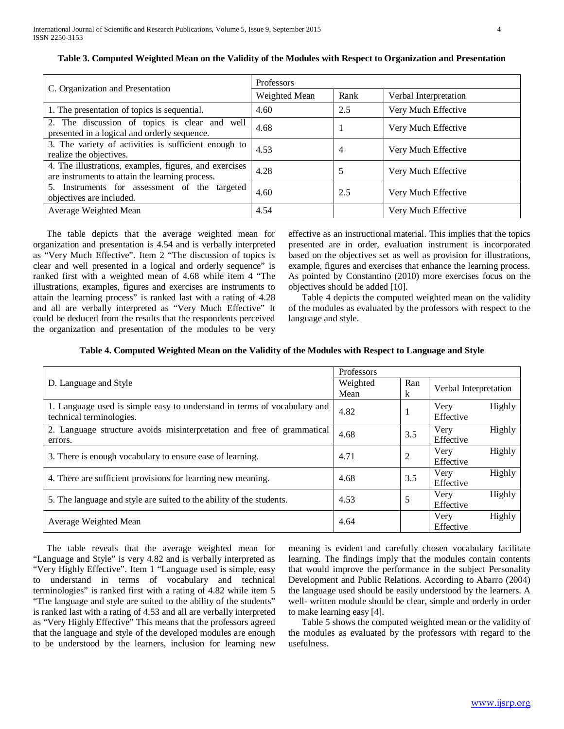**Table 3. Computed Weighted Mean on the Validity of the Modules with Respect to Organization and Presentation**

| C. Organization and Presentation | Professors | | |
|---|---|---|---|
| | Weighted Mean | Rank | Verbal Interpretation |
| 1. The presentation of topics is sequential. | 4.60 | 2.5 | Very Much Effective |
| 2. The discussion of topics is clear and well presented in a logical and orderly sequence. | 4.68 | 1 | Very Much Effective |
| 3. The variety of activities is sufficient enough to realize the objectives. | 4.53 | 4 | Very Much Effective |
| 4. The illustrations, examples, figures, and exercises are instruments to attain the learning process. | 4.28 | 5 | Very Much Effective |
| 5. Instruments for assessment of the targeted objectives are included. | 4.60 | 2.5 | Very Much Effective |
| Average Weighted Mean | 4.54 | | Very Much Effective |

The table depicts that the average weighted mean for organization and presentation is 4.54 and is verbally interpreted as "Very Much Effective". Item 2 "The discussion of topics is clear and well presented in a logical and orderly sequence" is ranked first with a weighted mean of 4.68 while item 4 "The illustrations, examples, figures and exercises are instruments to attain the learning process" is ranked last with a rating of 4.28 and all are verbally interpreted as "Very Much Effective" It could be deduced from the results that the respondents perceived the organization and presentation of the modules to be very effective as an instructional material. This implies that the topics presented are in order, evaluation instrument is incorporated based on the objectives set as well as provision for illustrations, example, figures and exercises that enhance the learning process. As pointed by Constantino (2010) more exercises focus on the objectives should be added [10].

Table 4 depicts the computed weighted mean on the validity of the modules as evaluated by the professors with respect to the language and style.

**Table 4. Computed Weighted Mean on the Validity of the Modules with Respect to Language and Style**

| D. Language and Style | Professors | | |
|---|---|---|---|
| | Weighted Mean | Rank | Verbal Interpretation |
| 1. Language used is simple easy to understand in terms of vocabulary and technical terminologies. | 4.82 | 1 | Very Highly Effective |
| 2. Language structure avoids misinterpretation and free of grammatical errors. | 4.68 | 3.5 | Very Highly Effective |
| 3. There is enough vocabulary to ensure ease of learning. | 4.71 | 2 | Very Highly Effective |
| 4. There are sufficient provisions for learning new meaning. | 4.68 | 3.5 | Very Highly Effective |
| 5. The language and style are suited to the ability of the students. | 4.53 | 5 | Very Highly Effective |
| Average Weighted Mean | 4.64 | | Very Highly Effective |

The table reveals that the average weighted mean for "Language and Style" is very 4.82 and is verbally interpreted as "Very Highly Effective". Item 1 "Language used is simple, easy to understand in terms of vocabulary and technical terminologies" is ranked first with a rating of 4.82 while item 5 "The language and style are suited to the ability of the students" is ranked last with a rating of 4.53 and all are verbally interpreted as "Very Highly Effective" This means that the professors agreed that the language and style of the developed modules are enough to be understood by the learners, inclusion for learning new meaning is evident and carefully chosen vocabulary facilitate learning. The findings imply that the modules contain contents that would improve the performance in the subject Personality Development and Public Relations. According to Abarro (2004) the language used should be easily understood by the learners. A well- written module should be clear, simple and orderly in order to make learning easy [4].

Table 5 shows the computed weighted mean or the validity of the modules as evaluated by the professors with regard to the usefulness.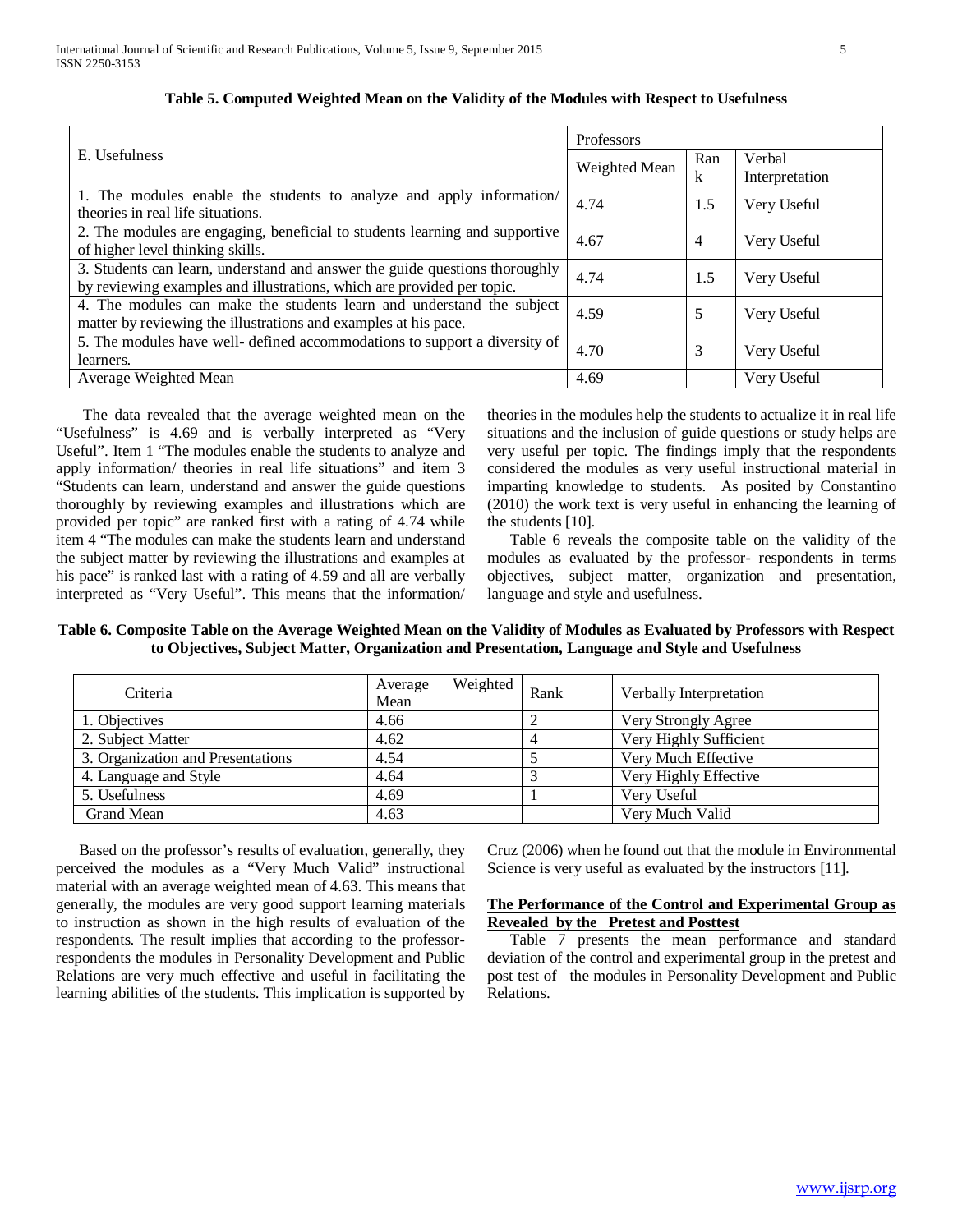**Table 5. Computed Weighted Mean on the Validity of the Modules with Respect to Usefulness**

| E. Usefulness | Professors | | |
|---|---|---|---|
| | Weighted Mean | Rank | Verbal Interpretation |
| 1. The modules enable the students to analyze and apply information/ theories in real life situations. | 4.74 | 1.5 | Very Useful |
| 2. The modules are engaging, beneficial to students learning and supportive of higher level thinking skills. | 4.67 | 4 | Very Useful |
| 3. Students can learn, understand and answer the guide questions thoroughly by reviewing examples and illustrations, which are provided per topic. | 4.74 | 1.5 | Very Useful |
| 4. The modules can make the students learn and understand the subject matter by reviewing the illustrations and examples at his pace. | 4.59 | 5 | Very Useful |
| 5. The modules have well- defined accommodations to support a diversity of learners. | 4.70 | 3 | Very Useful |
| Average Weighted Mean | 4.69 | | Very Useful |

The data revealed that the average weighted mean on the "Usefulness" is 4.69 and is verbally interpreted as "Very Useful". Item 1 "The modules enable the students to analyze and apply information/ theories in real life situations" and item 3 "Students can learn, understand and answer the guide questions thoroughly by reviewing examples and illustrations which are provided per topic" are ranked first with a rating of 4.74 while item 4 "The modules can make the students learn and understand the subject matter by reviewing the illustrations and examples at his pace" is ranked last with a rating of 4.59 and all are verbally interpreted as "Very Useful". This means that the information/ theories in the modules help the students to actualize it in real life situations and the inclusion of guide questions or study helps are very useful per topic. The findings imply that the respondents considered the modules as very useful instructional material in imparting knowledge to students. As posited by Constantino (2010) the work text is very useful in enhancing the learning of the students [10].

Table 6 reveals the composite table on the validity of the modules as evaluated by the professor- respondents in terms objectives, subject matter, organization and presentation, language and style and usefulness.

**Table 6. Composite Table on the Average Weighted Mean on the Validity of Modules as Evaluated by Professors with Respect to Objectives, Subject Matter, Organization and Presentation, Language and Style and Usefulness**

| Criteria | Average Weighted Mean | Rank | Verbally Interpretation |
|---|---|---|---|
| 1. Objectives | 4.66 | 2 | Very Strongly Agree |
| 2. Subject Matter | 4.62 | 4 | Very Highly Sufficient |
| 3. Organization and Presentations | 4.54 | 5 | Very Much Effective |
| 4. Language and Style | 4.64 | 3 | Very Highly Effective |
| 5. Usefulness | 4.69 | 1 | Very Useful |
| Grand Mean | 4.63 | | Very Much Valid |

Based on the professor's results of evaluation, generally, they perceived the modules as a "Very Much Valid" instructional material with an average weighted mean of 4.63. This means that generally, the modules are very good support learning materials to instruction as shown in the high results of evaluation of the respondents. The result implies that according to the professor-respondents the modules in Personality Development and Public Relations are very much effective and useful in facilitating the learning abilities of the students. This implication is supported by Cruz (2006) when he found out that the module in Environmental Science is very useful as evaluated by the instructors [11].

**The Performance of the Control and Experimental Group as Revealed by the Pretest and Posttest**

Table 7 presents the mean performance and standard deviation of the control and experimental group in the pretest and post test of the modules in Personality Development and Public Relations.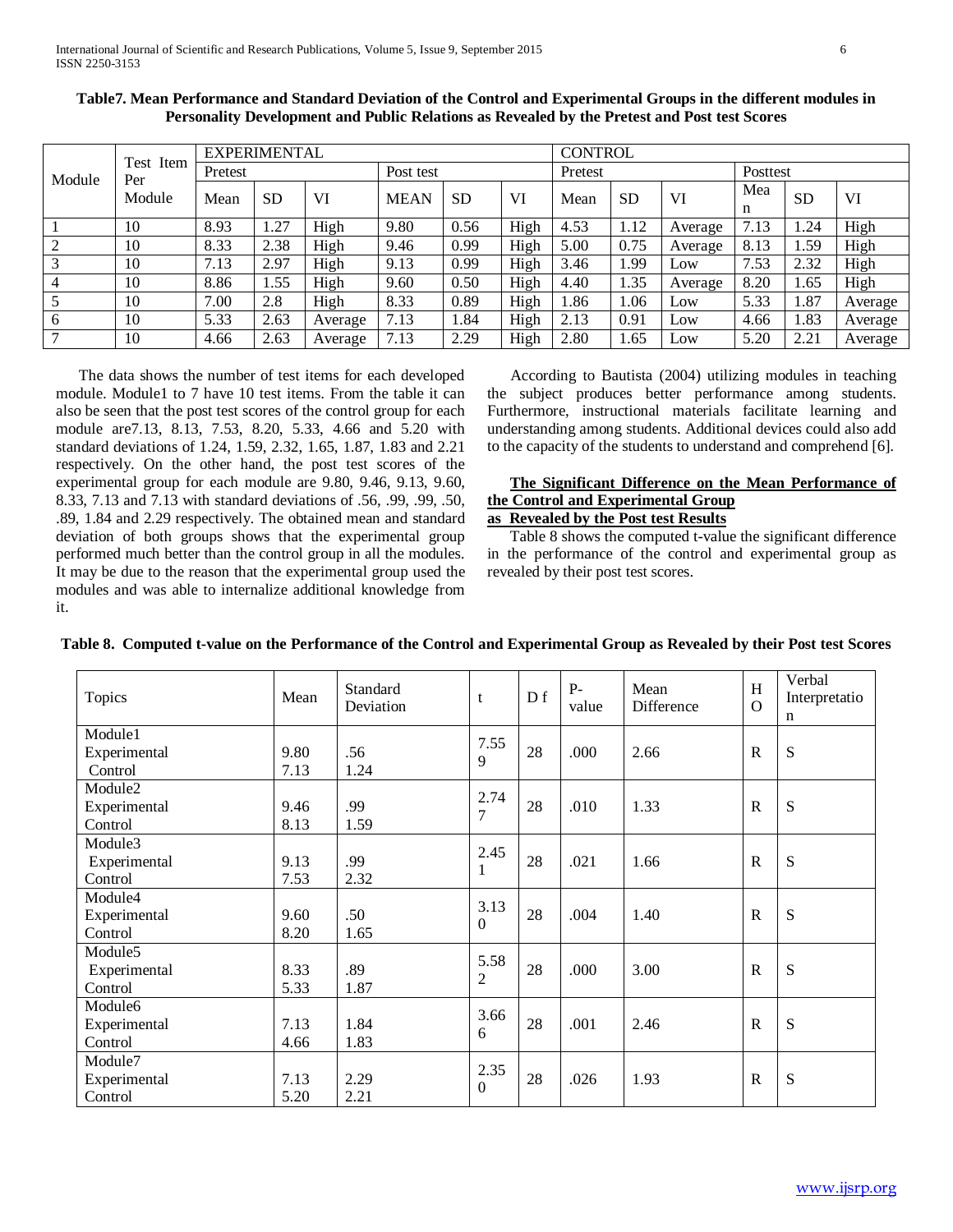**Table7. Mean Performance and Standard Deviation of the Control and Experimental Groups in the different modules in Personality Development and Public Relations as Revealed by the Pretest and Post test Scores**

| Module | Test Item Per Module | EXPERIMENTAL | | | | | | CONTROL | | | | | |
|---|---|---|---|---|---|---|---|---|---|---|---|---|---|
| | | Pretest | | | Post test | | | Pretest | | | Posttest | | |
| | | Mean | SD | VI | MEAN | SD | VI | Mean | SD | VI | Mean | SD | VI |
| 1 | 10 | 8.93 | 1.27 | High | 9.80 | 0.56 | High | 4.53 | 1.12 | Average | 7.13 | 1.24 | High |
| 2 | 10 | 8.33 | 2.38 | High | 9.46 | 0.99 | High | 5.00 | 0.75 | Average | 8.13 | 1.59 | High |
| 3 | 10 | 7.13 | 2.97 | High | 9.13 | 0.99 | High | 3.46 | 1.99 | Low | 7.53 | 2.32 | High |
| 4 | 10 | 8.86 | 1.55 | High | 9.60 | 0.50 | High | 4.40 | 1.35 | Average | 8.20 | 1.65 | High |
| 5 | 10 | 7.00 | 2.8 | High | 8.33 | 0.89 | High | 1.86 | 1.06 | Low | 5.33 | 1.87 | Average |
| 6 | 10 | 5.33 | 2.63 | Average | 7.13 | 1.84 | High | 2.13 | 0.91 | Low | 4.66 | 1.83 | Average |
| 7 | 10 | 4.66 | 2.63 | Average | 7.13 | 2.29 | High | 2.80 | 1.65 | Low | 5.20 | 2.21 | Average |

The data shows the number of test items for each developed module. Module1 to 7 have 10 test items. From the table it can also be seen that the post test scores of the control group for each module are7.13, 8.13, 7.53, 8.20, 5.33, 4.66 and 5.20 with standard deviations of 1.24, 1.59, 2.32, 1.65, 1.87, 1.83 and 2.21 respectively. On the other hand, the post test scores of the experimental group for each module are 9.80, 9.46, 9.13, 9.60, 8.33, 7.13 and 7.13 with standard deviations of .56, .99, .99, .50, .89, 1.84 and 2.29 respectively. The obtained mean and standard deviation of both groups shows that the experimental group performed much better than the control group in all the modules. It may be due to the reason that the experimental group used the modules and was able to internalize additional knowledge from it.

According to Bautista (2004) utilizing modules in teaching the subject produces better performance among students. Furthermore, instructional materials facilitate learning and understanding among students. Additional devices could also add to the capacity of the students to understand and comprehend [6].

**The Significant Difference on the Mean Performance of the Control and Experimental Group as Revealed by the Post test Results**

Table 8 shows the computed t-value the significant difference in the performance of the control and experimental group as revealed by their post test scores.

**Table 8. Computed t-value on the Performance of the Control and Experimental Group as Revealed by their Post test Scores**

| Topics | Mean | Standard Deviation | t | D f | P-value | Mean Difference | H O | Verbal Interpretation |
|---|---|---|---|---|---|---|---|---|
| Module1<br>Experimental<br>Control | <br>9.80<br>7.13 | <br>.56<br>1.24 | 7.559 | 28 | .000 | 2.66 | R | S |
| Module2<br>Experimental<br>Control | <br>9.46<br>8.13 | <br>.99<br>1.59 | 2.747 | 28 | .010 | 1.33 | R | S |
| Module3<br>Experimental<br>Control | <br>9.13<br>7.53 | <br>.99<br>2.32 | 2.451 | 28 | .021 | 1.66 | R | S |
| Module4<br>Experimental<br>Control | <br>9.60<br>8.20 | <br>.50<br>1.65 | 3.130 | 28 | .004 | 1.40 | R | S |
| Module5<br>Experimental<br>Control | <br>8.33<br>5.33 | <br>.89<br>1.87 | 5.582 | 28 | .000 | 3.00 | R | S |
| Module6<br>Experimental<br>Control | <br>7.13<br>4.66 | <br>1.84<br>1.83 | 3.666 | 28 | .001 | 2.46 | R | S |
| Module7<br>Experimental<br>Control | <br>7.13<br>5.20 | <br>2.29<br>2.21 | 2.350 | 28 | .026 | 1.93 | R | S |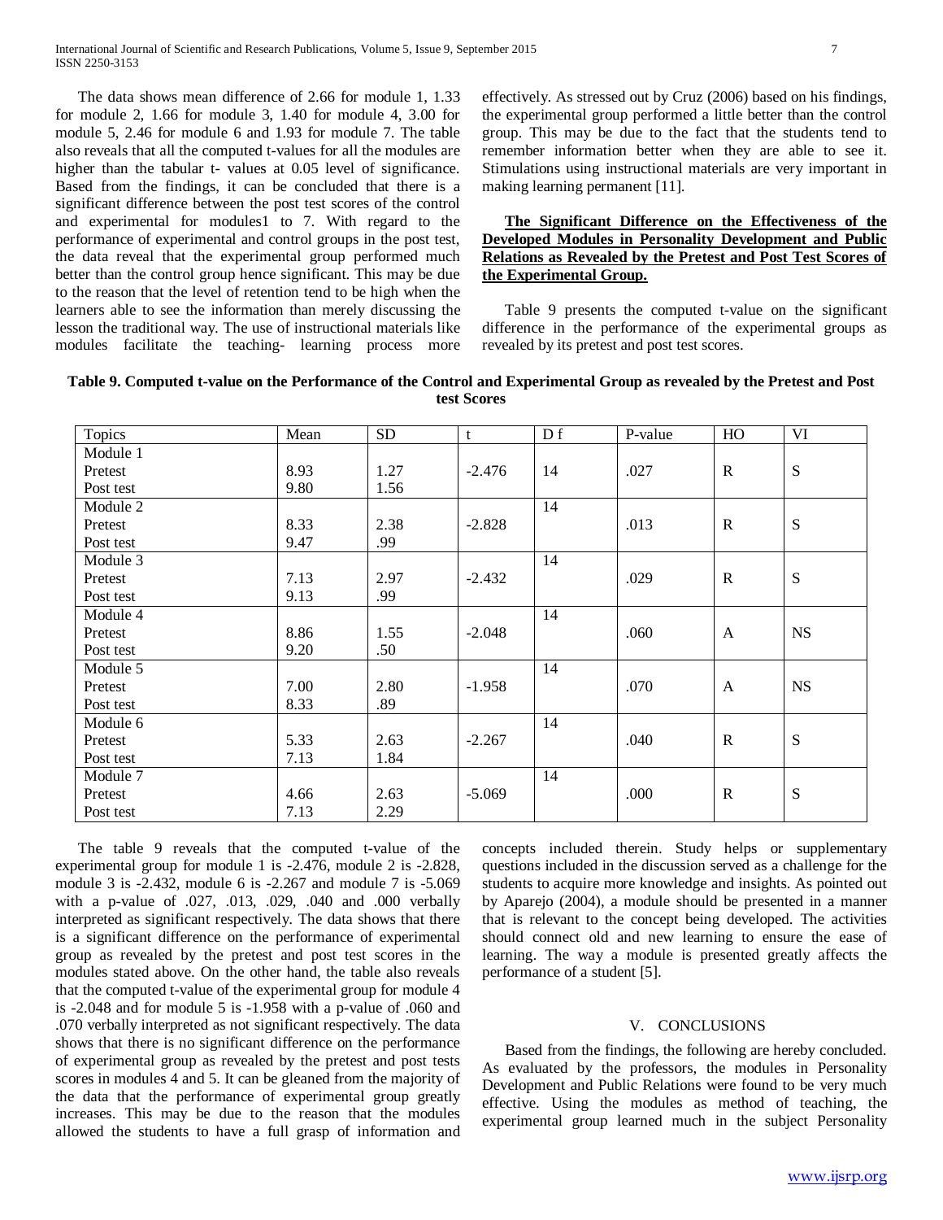The data shows mean difference of 2.66 for module 1, 1.33 for module 2, 1.66 for module 3, 1.40 for module 4, 3.00 for module 5, 2.46 for module 6 and 1.93 for module 7. The table also reveals that all the computed t-values for all the modules are higher than the tabular t- values at 0.05 level of significance. Based from the findings, it can be concluded that there is a significant difference between the post test scores of the control and experimental for modules1 to 7. With regard to the performance of experimental and control groups in the post test, the data reveal that the experimental group performed much better than the control group hence significant. This may be due to the reason that the level of retention tend to be high when the learners able to see the information than merely discussing the lesson the traditional way. The use of instructional materials like modules facilitate the teaching- learning process more effectively. As stressed out by Cruz (2006) based on his findings, the experimental group performed a little better than the control group. This may be due to the fact that the students tend to remember information better when they are able to see it. Stimulations using instructional materials are very important in making learning permanent [11].

**The Significant Difference on the Effectiveness of the Developed Modules in Personality Development and Public Relations as Revealed by the Pretest and Post Test Scores of the Experimental Group.**

Table 9 presents the computed t-value on the significant difference in the performance of the experimental groups as revealed by its pretest and post test scores.

**Table 9. Computed t-value on the Performance of the Control and Experimental Group as revealed by the Pretest and Post test Scores**

| Topics | Mean | SD | t | D f | P-value | HO | VI |
|---|---|---|---|---|---|---|---|
| Module 1 | | | | | | | |
| Pretest | 8.93 | 1.27 | -2.476 | 14 | .027 | R | S |
| Post test | 9.80 | 1.56 | | | | | |
| Module 2 | | | | 14 | | | |
| Pretest | 8.33 | 2.38 | -2.828 | | .013 | R | S |
| Post test | 9.47 | .99 | | | | | |
| Module 3 | | | | 14 | | | |
| Pretest | 7.13 | 2.97 | -2.432 | | .029 | R | S |
| Post test | 9.13 | .99 | | | | | |
| Module 4 | | | | 14 | | | |
| Pretest | 8.86 | 1.55 | -2.048 | | .060 | A | NS |
| Post test | 9.20 | .50 | | | | | |
| Module 5 | | | | 14 | | | |
| Pretest | 7.00 | 2.80 | -1.958 | | .070 | A | NS |
| Post test | 8.33 | .89 | | | | | |
| Module 6 | | | | 14 | | | |
| Pretest | 5.33 | 2.63 | -2.267 | | .040 | R | S |
| Post test | 7.13 | 1.84 | | | | | |
| Module 7 | | | | 14 | | | |
| Pretest | 4.66 | 2.63 | -5.069 | | .000 | R | S |
| Post test | 7.13 | 2.29 | | | | | |

The table 9 reveals that the computed t-value of the experimental group for module 1 is -2.476, module 2 is -2.828, module 3 is -2.432, module 6 is -2.267 and module 7 is -5.069 with a p-value of .027, .013, .029, .040 and .000 verbally interpreted as significant respectively. The data shows that there is a significant difference on the performance of experimental group as revealed by the pretest and post test scores in the modules stated above. On the other hand, the table also reveals that the computed t-value of the experimental group for module 4 is -2.048 and for module 5 is -1.958 with a p-value of .060 and .070 verbally interpreted as not significant respectively. The data shows that there is no significant difference on the performance of experimental group as revealed by the pretest and post tests scores in modules 4 and 5. It can be gleaned from the majority of the data that the performance of experimental group greatly increases. This may be due to the reason that the modules allowed the students to have a full grasp of information and concepts included therein. Study helps or supplementary questions included in the discussion served as a challenge for the students to acquire more knowledge and insights. As pointed out by Aparejo (2004), a module should be presented in a manner that is relevant to the concept being developed. The activities should connect old and new learning to ensure the ease of learning. The way a module is presented greatly affects the performance of a student [5].

## V. CONCLUSIONS

Based from the findings, the following are hereby concluded. As evaluated by the professors, the modules in Personality Development and Public Relations were found to be very much effective. Using the modules as method of teaching, the experimental group learned much in the subject Personality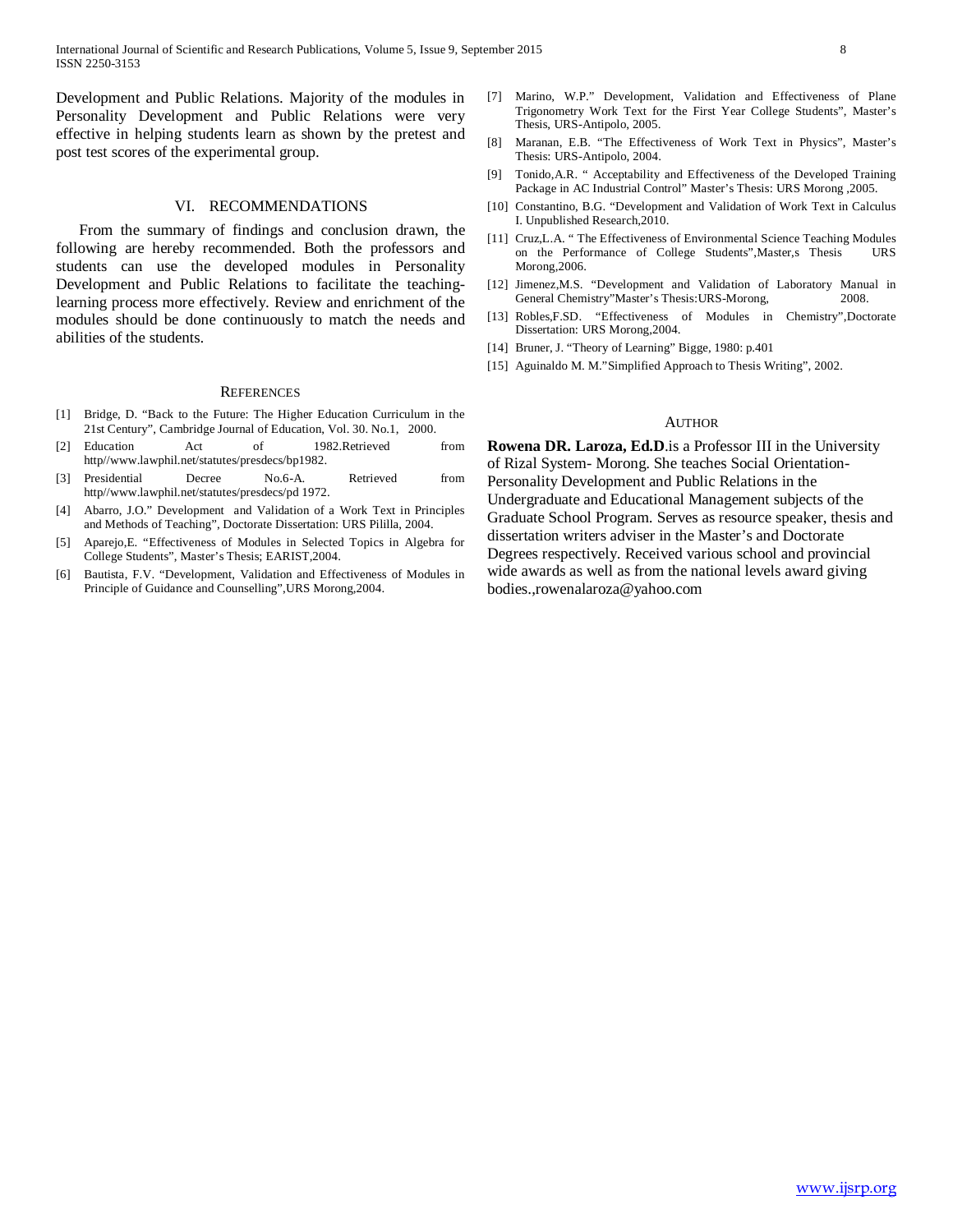Development and Public Relations. Majority of the modules in Personality Development and Public Relations were very effective in helping students learn as shown by the pretest and post test scores of the experimental group.

## VI. RECOMMENDATIONS

From the summary of findings and conclusion drawn, the following are hereby recommended. Both the professors and students can use the developed modules in Personality Development and Public Relations to facilitate the teaching-learning process more effectively. Review and enrichment of the modules should be done continuously to match the needs and abilities of the students.

## REFERENCES

[1] Bridge, D. "Back to the Future: The Higher Education Curriculum in the 21st Century", Cambridge Journal of Education, Vol. 30. No.1, 2000.

[2] Education Act of 1982.Retrieved from http//www.lawphil.net/statutes/presdecs/bp1982.

[3] Presidential Decree No.6-A. Retrieved from http//www.lawphil.net/statutes/presdecs/pd 1972.

[4] Abarro, J.O." Development and Validation of a Work Text in Principles and Methods of Teaching", Doctorate Dissertation: URS Pililla, 2004.

[5] Aparejo,E. "Effectiveness of Modules in Selected Topics in Algebra for College Students", Master's Thesis; EARIST,2004.

[6] Bautista, F.V. "Development, Validation and Effectiveness of Modules in Principle of Guidance and Counselling",URS Morong,2004.

[7] Marino, W.P." Development, Validation and Effectiveness of Plane Trigonometry Work Text for the First Year College Students", Master's Thesis, URS-Antipolo, 2005.

[8] Maranan, E.B. "The Effectiveness of Work Text in Physics", Master's Thesis: URS-Antipolo, 2004.

[9] Tonido,A.R. " Acceptability and Effectiveness of the Developed Training Package in AC Industrial Control" Master's Thesis: URS Morong ,2005.

[10] Constantino, B.G. "Development and Validation of Work Text in Calculus I. Unpublished Research,2010.

[11] Cruz,L.A. " The Effectiveness of Environmental Science Teaching Modules on the Performance of College Students",Master,s Thesis URS Morong,2006.

[12] Jimenez,M.S. "Development and Validation of Laboratory Manual in General Chemistry"Master's Thesis:URS-Morong, 2008.

[13] Robles,F.SD. "Effectiveness of Modules in Chemistry",Doctorate Dissertation: URS Morong,2004.

[14] Bruner, J. "Theory of Learning" Bigge, 1980: p.401

[15] Aguinaldo M. M."Simplified Approach to Thesis Writing", 2002.

## AUTHOR

**Rowena DR. Laroza, Ed.D**.is a Professor III in the University of Rizal System- Morong. She teaches Social Orientation-Personality Development and Public Relations in the Undergraduate and Educational Management subjects of the Graduate School Program. Serves as resource speaker, thesis and dissertation writers adviser in the Master's and Doctorate Degrees respectively. Received various school and provincial wide awards as well as from the national levels award giving bodies.,rowenalaroza@yahoo.com